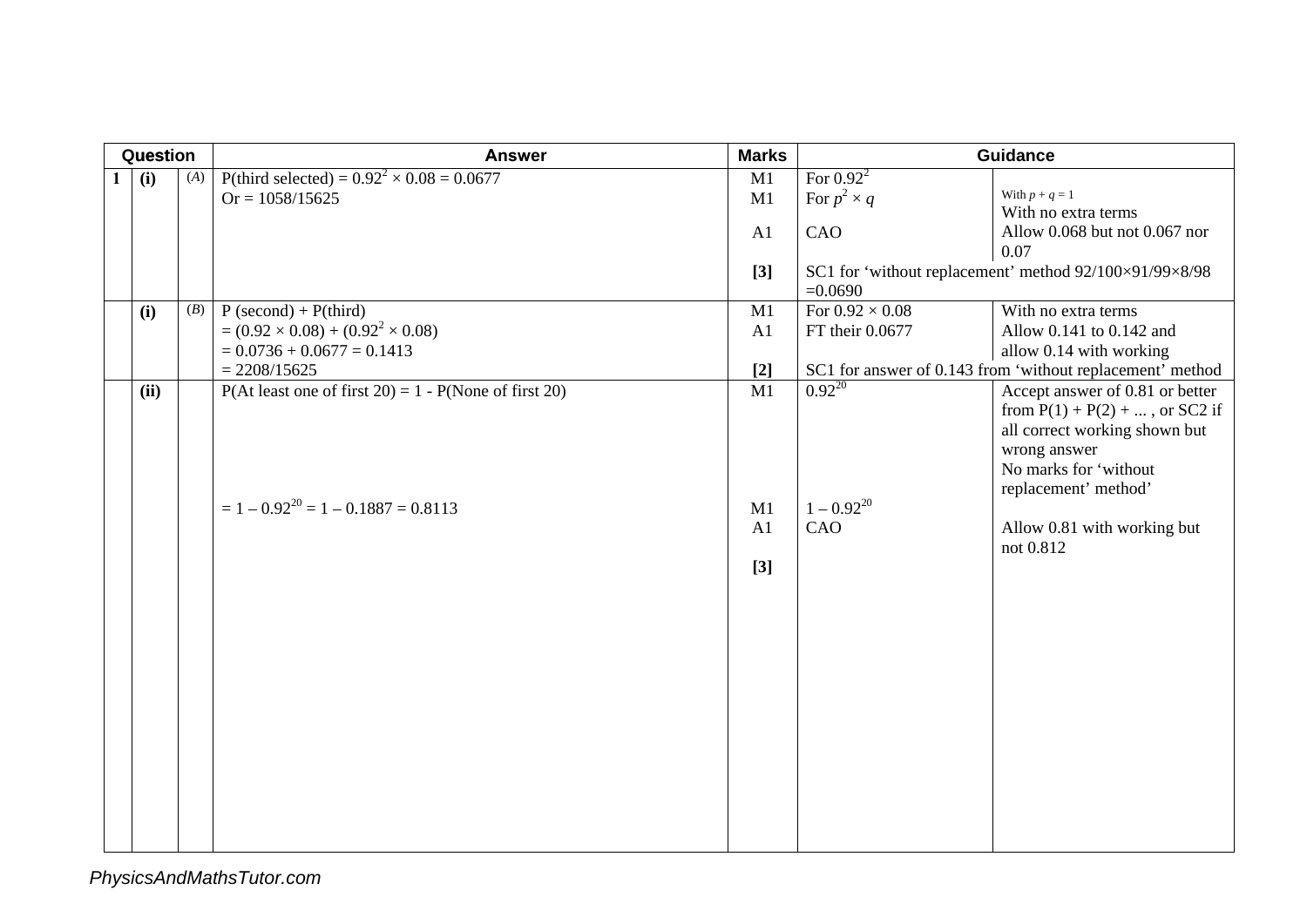| Question | | | Answer | Marks | Guidance | |
|---|---|---|---|---|---|---|
| 1 | (i) | (A) | P(third selected) = $0.92^2 \times 0.08 = 0.0677$ | M1 | For $0.92^2$ | |
| | | | Or = 1058/15625 | M1 | For $p^2 \times q$ | With $p + q = 1$ With no extra terms |
| | | | | A1 | CAO | Allow 0.068 but not 0.067 nor 0.07 |
| | | | | [3] | SC1 for 'without replacement' method 92/100×91/99×8/98 =0.0690 | |
| | (i) | (B) | P (second) + P(third) | M1 | For $0.92 \times 0.08$ | With no extra terms |
| | | | $= (0.92 \times 0.08) + (0.92^2 \times 0.08)$ | A1 | FT their 0.0677 | Allow 0.141 to 0.142 and allow 0.14 with working |
| | | | $= 0.0736 + 0.0677 = 0.1413$ | | | |
| | | | = 2208/15625 | [2] | SC1 for answer of 0.143 from 'without replacement' method | |
| | (ii) | | P(At least one of first 20) = 1 - P(None of first 20) | M1 | $0.92^{20}$ | Accept answer of 0.81 or better from P(1) + P(2) + ... , or SC2 if all correct working shown but wrong answer No marks for 'without replacement' method' |
| | | | $= 1 - 0.92^{20} = 1 - 0.1887 = 0.8113$ | M1 | $1 - 0.92^{20}$ | |
| | | | | A1 | CAO | Allow 0.81 with working but not 0.812 |
| | | | | [3] | | |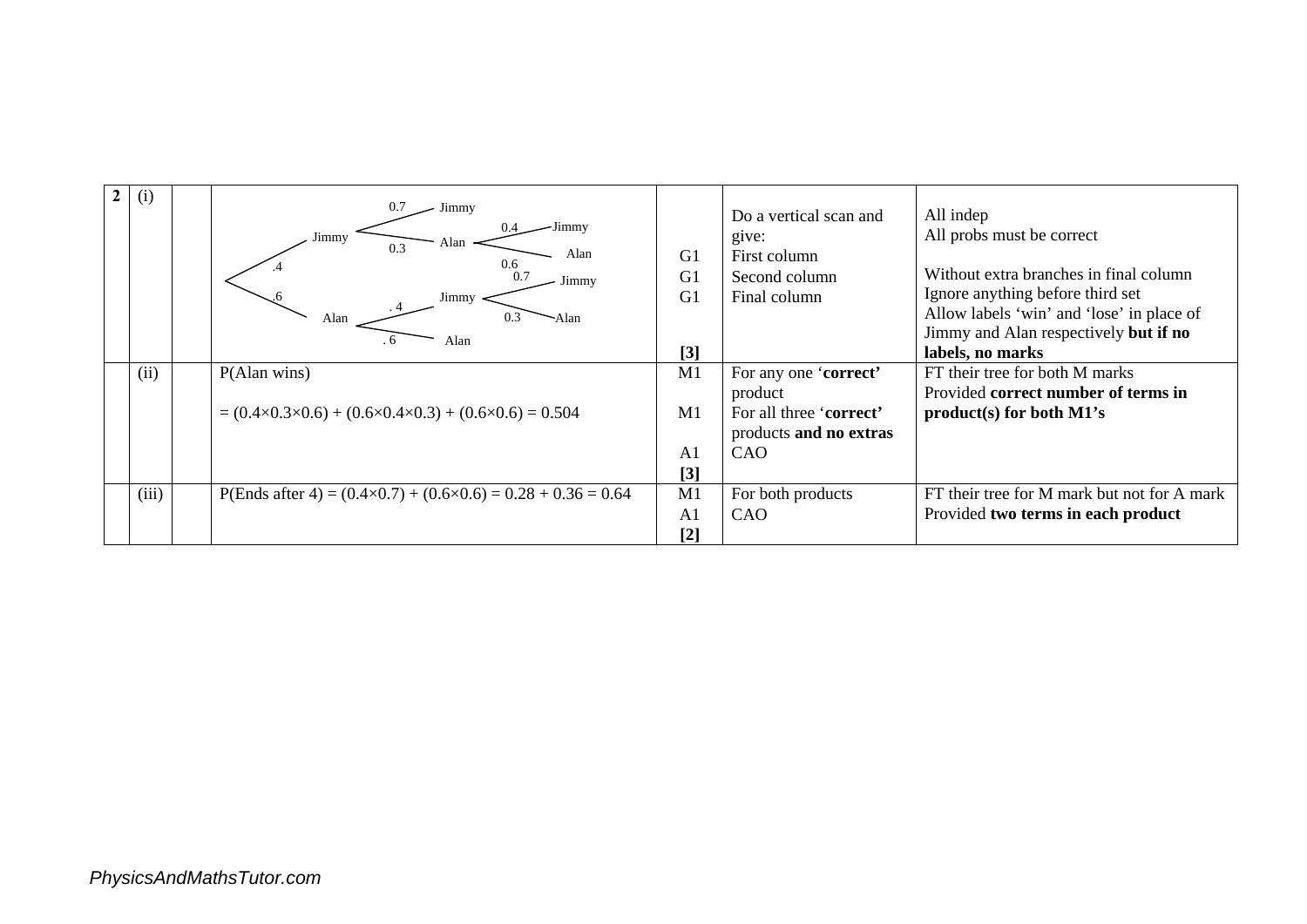| 2 | (i) | | Tree diagram: First branch: Jimmy (.4), Alan (.6). From Jimmy: Jimmy (0.7), Alan (0.3); from that Alan: Jimmy (0.4), Alan (0.6). From Alan: Jimmy (.4), Alan (.6); from that Jimmy: Jimmy (0.7), Alan (0.3). | G1<br>G1<br>G1<br><br>**[3]** | Do a vertical scan and give:<br>First column<br>Second column<br>Final column | All indep<br>All probs must be correct<br><br>Without extra branches in final column<br>Ignore anything before third set<br>Allow labels 'win' and 'lose' in place of Jimmy and Alan respectively **but if no labels, no marks** |
|---|---|---|---|---|---|---|
| | (ii) | | P(Alan wins)<br><br>$= (0.4 \times 0.3 \times 0.6) + (0.6 \times 0.4 \times 0.3) + (0.6 \times 0.6) = 0.504$ | M1<br><br>M1<br><br>A1<br>**[3]** | For any one '**correct**' product<br>For all three '**correct**' products **and no extras**<br>CAO | FT their tree for both M marks<br>Provided **correct number of terms in product(s) for both M1's** |
| | (iii) | | P(Ends after 4) $= (0.4 \times 0.7) + (0.6 \times 0.6) = 0.28 + 0.36 = 0.64$ | M1<br>A1<br>**[2]** | For both products<br>CAO | FT their tree for M mark but not for A mark<br>Provided **two terms in each product** |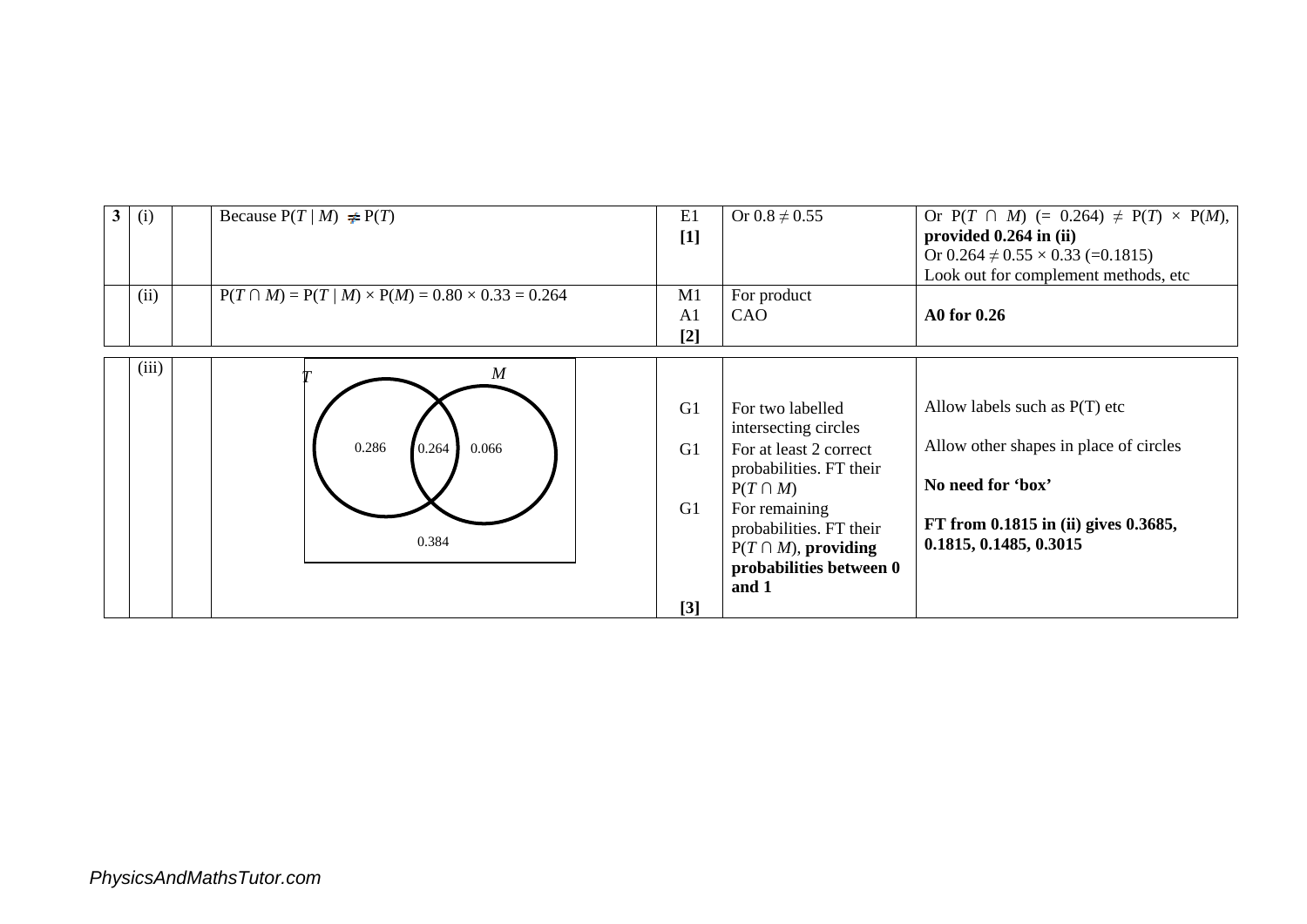| | | | | | |
|---|---|---|---|---|---|
| **3** | (i) | Because $P(T \mid M) \neq P(T)$ | E1 **[1]** | Or $0.8 \neq 0.55$ | Or $P(T \cap M)$ (= 0.264) $\neq P(T) \times P(M)$, **provided 0.264 in (ii)** Or $0.264 \neq 0.55 \times 0.33$ (=0.1815) Look out for complement methods, etc |
| | (ii) | $P(T \cap M) = P(T \mid M) \times P(M) = 0.80 \times 0.33 = 0.264$ | M1 A1 **[2]** | For product CAO | **A0 for 0.26** |
| | (iii) | Venn diagram: $T$ and $M$ intersecting circles in a box; $T$ only: 0.286; $T \cap M$: 0.264; $M$ only: 0.066; outside: 0.384 | G1 G1 G1 **[3]** | For two labelled intersecting circles For at least 2 correct probabilities. FT their $P(T \cap M)$ For remaining probabilities. FT their $P(T \cap M)$, **providing probabilities between 0 and 1** | Allow labels such as P(T) etc Allow other shapes in place of circles **No need for 'box'** **FT from 0.1815 in (ii) gives 0.3685, 0.1815, 0.1485, 0.3015** |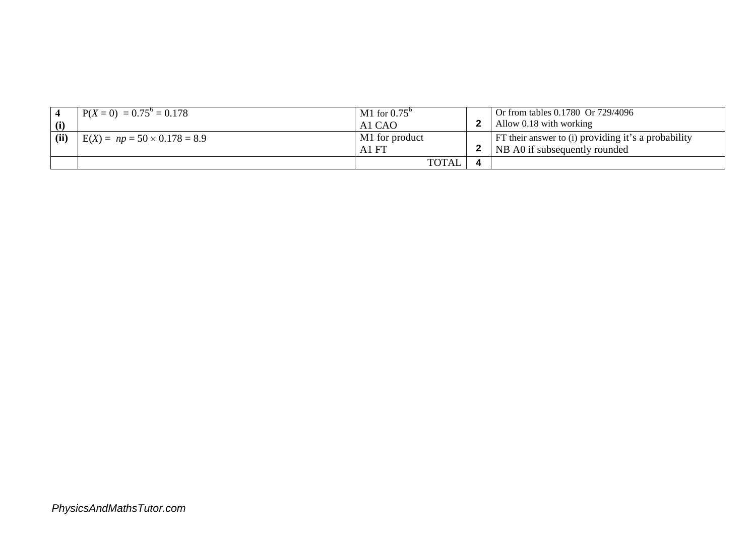| | | | | |
|---|---|---|---|---|
| **4** **(i)** | $P(X = 0) = 0.75^6 = 0.178$ | M1 for $0.75^6$<br>A1 CAO | **2** | Or from tables 0.1780 Or 729/4096<br>Allow 0.18 with working |
| **(ii)** | $E(X) = np = 50 \times 0.178 = 8.9$ | M1 for product<br>A1 FT | **2** | FT their answer to (i) providing it's a probability<br>NB A0 if subsequently rounded |
| | | TOTAL | **4** | |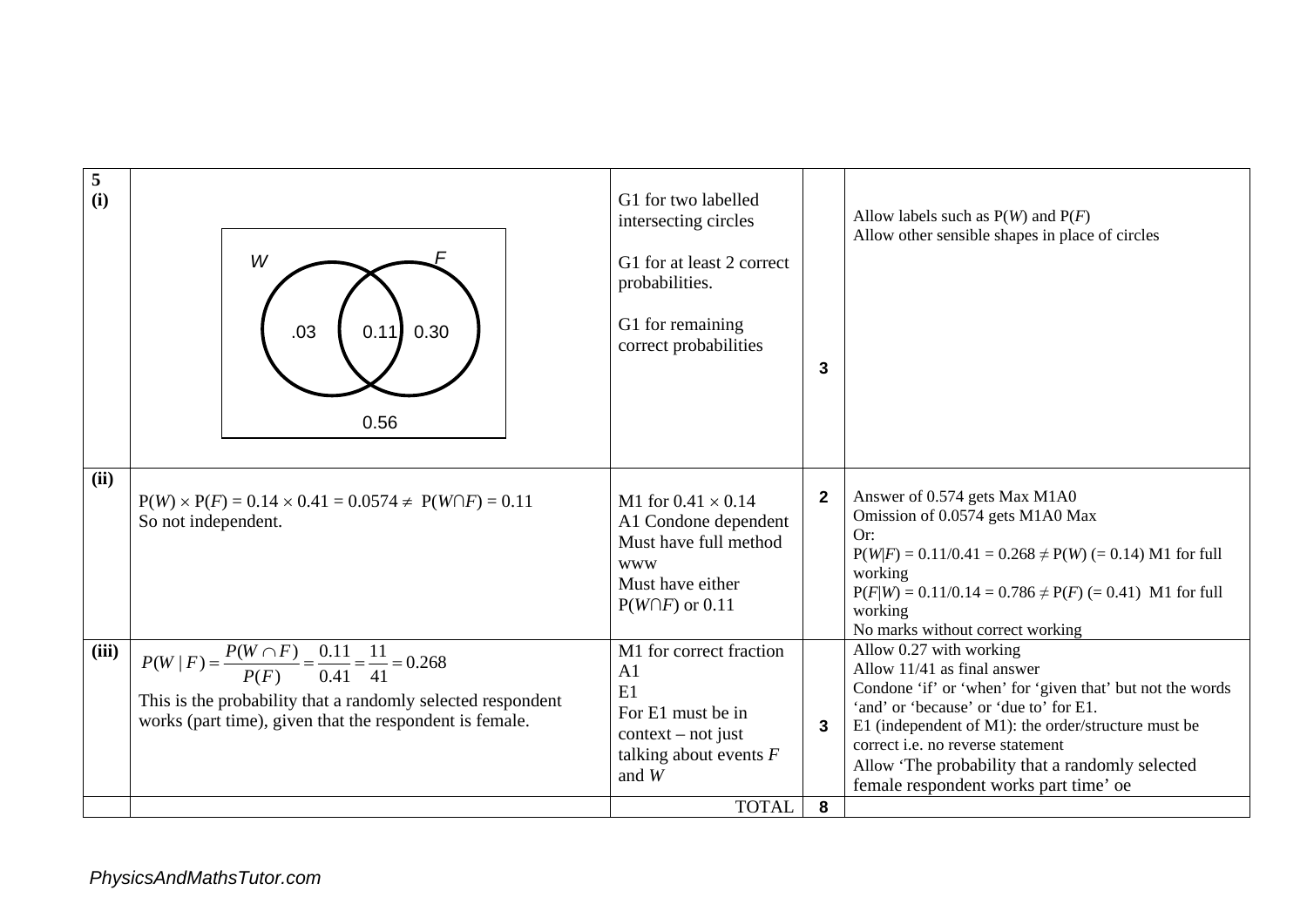| 5 (i) | [Venn diagram: two intersecting circles labelled W and F inside a rectangle; W only: .03; W∩F: 0.11; F only: 0.30; outside: 0.56] | G1 for two labelled intersecting circles<br><br>G1 for at least 2 correct probabilities.<br><br>G1 for remaining correct probabilities | 3 | Allow labels such as P($W$) and P($F$)<br>Allow other sensible shapes in place of circles |
|---|---|---|---|---|
| (ii) | $P(W) \times P(F) = 0.14 \times 0.41 = 0.0574 \neq P(W \cap F) = 0.11$<br>So not independent. | M1 for $0.41 \times 0.14$<br>A1 Condone dependent<br>Must have full method www<br>Must have either $P(W \cap F)$ or 0.11 | 2 | Answer of 0.574 gets Max M1A0<br>Omission of 0.0574 gets M1A0 Max<br>Or:<br>$P(W\|F) = 0.11/0.41 = 0.268 \neq P(W)$ $(= 0.14)$ M1 for full working<br>$P(F\|W) = 0.11/0.14 = 0.786 \neq P(F)$ $(= 0.41)$ M1 for full working<br>No marks without correct working |
| (iii) | $P(W \mid F) = \frac{P(W \cap F)}{P(F)} = \frac{0.11}{0.41} = \frac{11}{41} = 0.268$<br>This is the probability that a randomly selected respondent works (part time), given that the respondent is female. | M1 for correct fraction<br>A1<br>E1<br>For E1 must be in context – not just talking about events $F$ and $W$ | 3 | Allow 0.27 with working<br>Allow 11/41 as final answer<br>Condone 'if' or 'when' for 'given that' but not the words 'and' or 'because' or 'due to' for E1.<br>E1 (independent of M1): the order/structure must be correct i.e. no reverse statement<br>Allow 'The probability that a randomly selected female respondent works part time' oe |
| | | TOTAL | 8 | |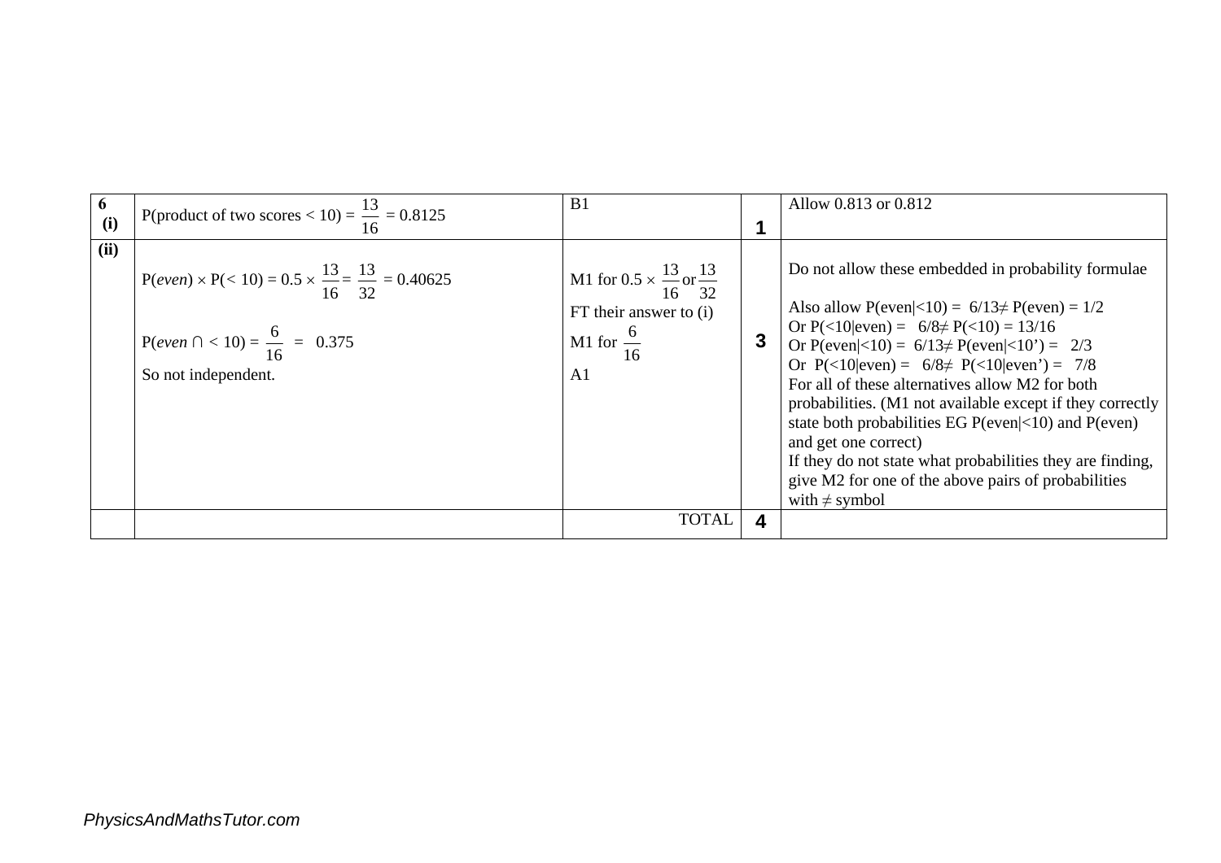| | | | | |
|---|---|---|---|---|
| **6 (i)** | P(product of two scores < 10) = $\frac{13}{16}$ = 0.8125 | B1 | **1** | Allow 0.813 or 0.812 |
| **(ii)** | P(*even*) × P(< 10) = 0.5 × $\frac{13}{16}$ = $\frac{13}{32}$ = 0.40625<br><br>P(*even* ∩ < 10) = $\frac{6}{16}$ = 0.375<br>So not independent. | M1 for 0.5 × $\frac{13}{16}$ or $\frac{13}{32}$<br>FT their answer to (i)<br>M1 for $\frac{6}{16}$<br>A1 | **3** | Do not allow these embedded in probability formulae<br><br>Also allow P(even\|<10) = 6/13≠ P(even) = 1/2<br>Or P(<10\|even) = 6/8≠ P(<10) = 13/16<br>Or P(even\|<10) = 6/13≠ P(even\|<10') = 2/3<br>Or P(<10\|even) = 6/8≠ P(<10\|even') = 7/8<br>For all of these alternatives allow M2 for both probabilities. (M1 not available except if they correctly state both probabilities EG P(even\|<10) and P(even) and get one correct)<br>If they do not state what probabilities they are finding, give M2 for one of the above pairs of probabilities with ≠ symbol |
| | | TOTAL | **4** | |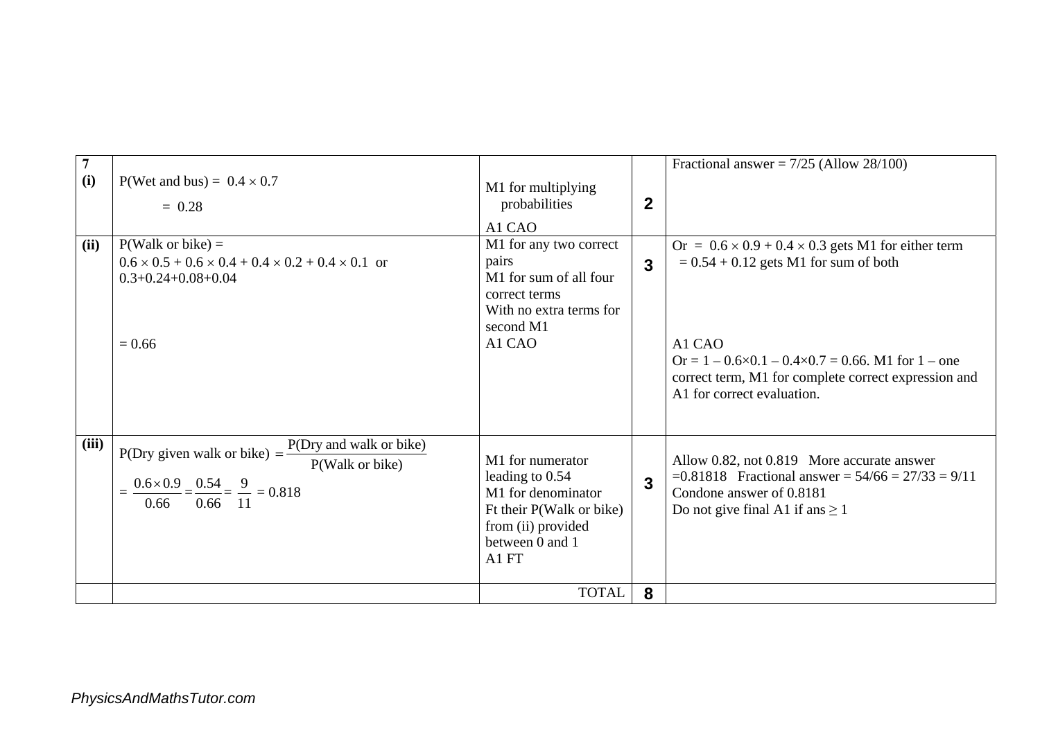| | | | | |
|---|---|---|---|---|
| **7** **(i)** | P(Wet and bus) = $0.4 \times 0.7$ <br> = 0.28 | M1 for multiplying probabilities <br> A1 CAO | **2** | Fractional answer = 7/25 (Allow 28/100) |
| **(ii)** | P(Walk or bike) = <br> $0.6 \times 0.5 + 0.6 \times 0.4 + 0.4 \times 0.2 + 0.4 \times 0.1$ or <br> 0.3+0.24+0.08+0.04 <br> = 0.66 | M1 for any two correct pairs <br> M1 for sum of all four correct terms <br> With no extra terms for second M1 <br> A1 CAO | **3** | Or = $0.6 \times 0.9 + 0.4 \times 0.3$ gets M1 for either term <br> = 0.54 + 0.12 gets M1 for sum of both <br> A1 CAO <br> Or = $1 - 0.6\times0.1 - 0.4\times0.7 = 0.66$. M1 for 1 – one correct term, M1 for complete correct expression and A1 for correct evaluation. |
| **(iii)** | P(Dry given walk or bike) $= \frac{\text{P(Dry and walk or bike)}}{\text{P(Walk or bike)}}$ <br> $= \frac{0.6 \times 0.9}{0.66} = \frac{0.54}{0.66} = \frac{9}{11} = 0.818$ | M1 for numerator leading to 0.54 <br> M1 for denominator <br> Ft their P(Walk or bike) from (ii) provided between 0 and 1 <br> A1 FT | **3** | Allow 0.82, not 0.819 More accurate answer =0.81818 Fractional answer = 54/66 = 27/33 = 9/11 <br> Condone answer of 0.8181 <br> Do not give final A1 if ans $\geq 1$ |
| | | TOTAL | **8** | |